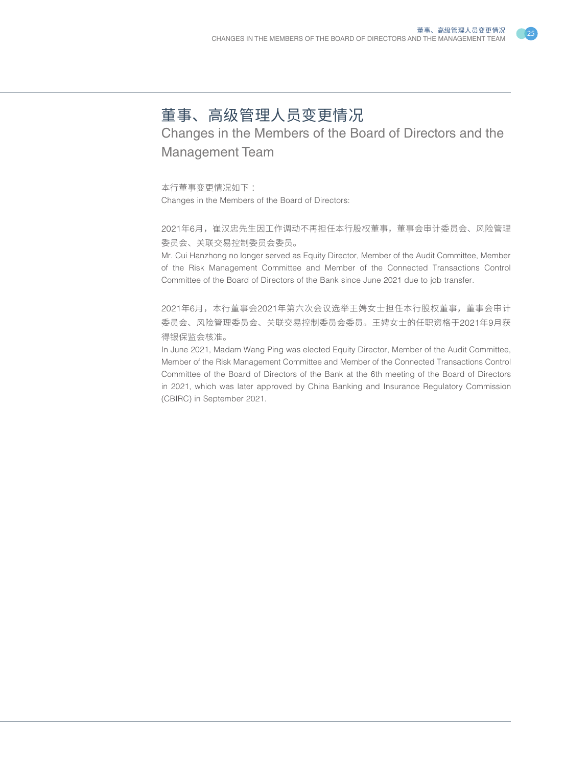# 董事、高级管理人员变更情况

## Changes in the Members of the Board of Directors and the Management Team

本行董事变更情况如下：
Changes in the Members of the Board of Directors:

2021年6月，崔汉忠先生因工作调动不再担任本行股权董事，董事会审计委员会、风险管理委员会、关联交易控制委员会委员。
Mr. Cui Hanzhong no longer served as Equity Director, Member of the Audit Committee, Member of the Risk Management Committee and Member of the Connected Transactions Control Committee of the Board of Directors of the Bank since June 2021 due to job transfer.

2021年6月，本行董事会2021年第六次会议选举王娉女士担任本行股权董事，董事会审计委员会、风险管理委员会、关联交易控制委员会委员。王娉女士的任职资格于2021年9月获得银保监会核准。
In June 2021, Madam Wang Ping was elected Equity Director, Member of the Audit Committee, Member of the Risk Management Committee and Member of the Connected Transactions Control Committee of the Board of Directors of the Bank at the 6th meeting of the Board of Directors in 2021, which was later approved by China Banking and Insurance Regulatory Commission (CBIRC) in September 2021.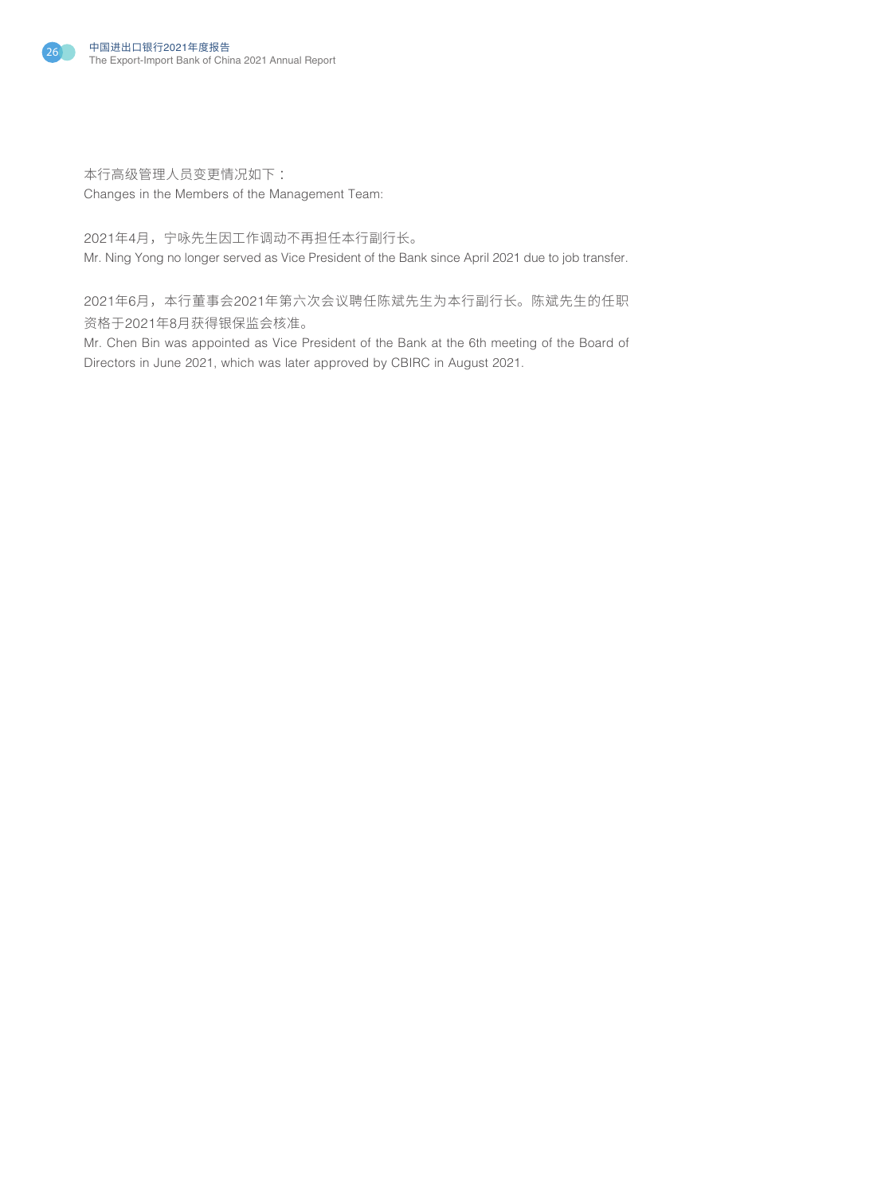本行高级管理人员变更情况如下：

Changes in the Members of the Management Team:

2021年4月，宁咏先生因工作调动不再担任本行副行长。

Mr. Ning Yong no longer served as Vice President of the Bank since April 2021 due to job transfer.

2021年6月，本行董事会2021年第六次会议聘任陈斌先生为本行副行长。陈斌先生的任职资格于2021年8月获得银保监会核准。

Mr. Chen Bin was appointed as Vice President of the Bank at the 6th meeting of the Board of Directors in June 2021, which was later approved by CBIRC in August 2021.